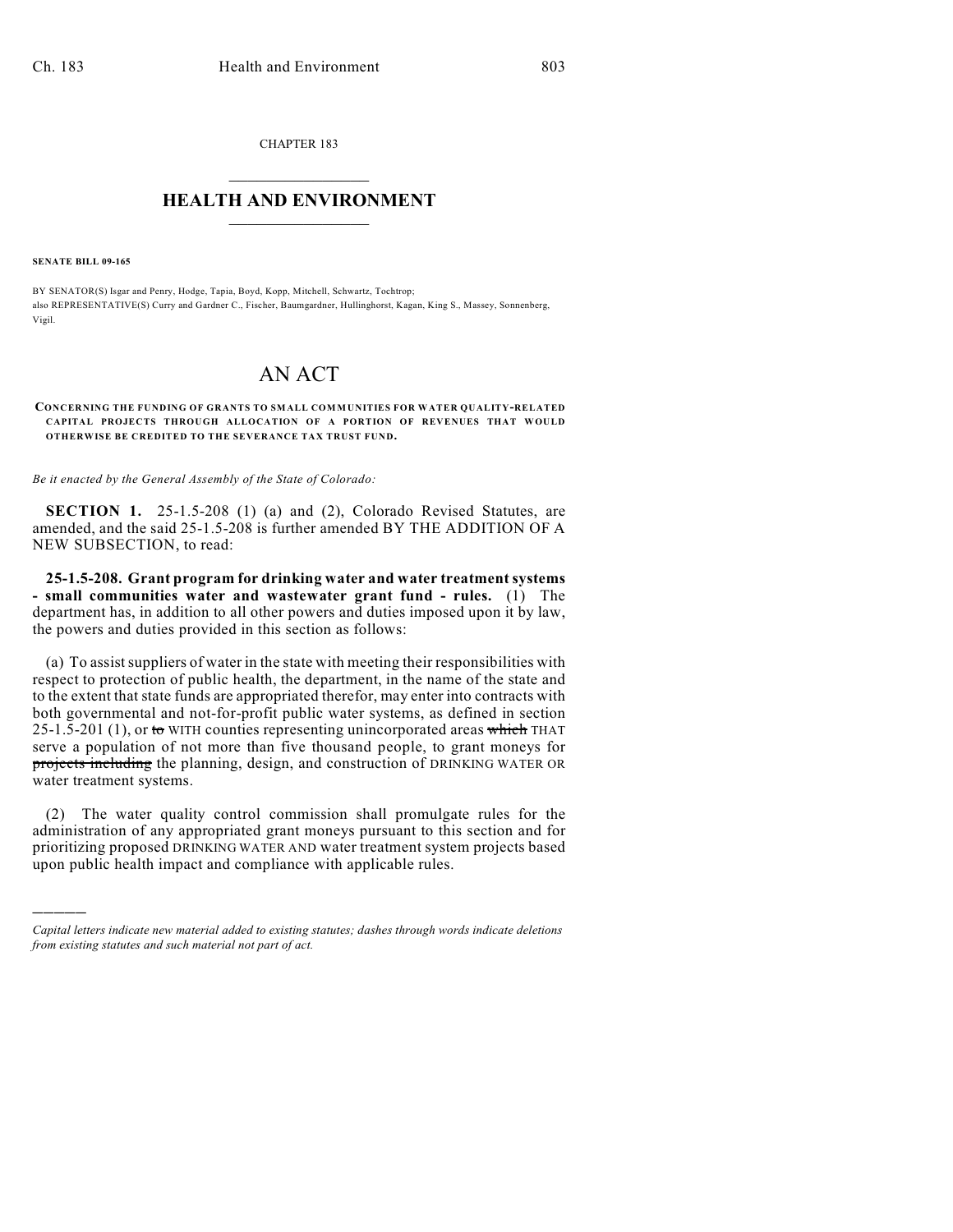CHAPTER 183

# HEALTH AND ENVIRONMENT

**SENATE BILL 09-165**

BY SENATOR(S) Isgar and Penry, Hodge, Tapia, Boyd, Kopp, Mitchell, Schwartz, Tochtrop;
also REPRESENTATIVE(S) Curry and Gardner C., Fischer, Baumgardner, Hullinghorst, Kagan, King S., Massey, Sonnenberg, Vigil.

# AN ACT

**CONCERNING THE FUNDING OF GRANTS TO SMALL COMMUNITIES FOR WATER QUALITY-RELATED CAPITAL PROJECTS THROUGH ALLOCATION OF A PORTION OF REVENUES THAT WOULD OTHERWISE BE CREDITED TO THE SEVERANCE TAX TRUST FUND.**

*Be it enacted by the General Assembly of the State of Colorado:*

**SECTION 1.** 25-1.5-208 (1) (a) and (2), Colorado Revised Statutes, are amended, and the said 25-1.5-208 is further amended BY THE ADDITION OF A NEW SUBSECTION, to read:

**25-1.5-208. Grant program for drinking water and water treatment systems - small communities water and wastewater grant fund - rules.** (1) The department has, in addition to all other powers and duties imposed upon it by law, the powers and duties provided in this section as follows:

(a) To assist suppliers of water in the state with meeting their responsibilities with respect to protection of public health, the department, in the name of the state and to the extent that state funds are appropriated therefor, may enter into contracts with both governmental and not-for-profit public water systems, as defined in section 25-1.5-201 (1), or ~~to~~ WITH counties representing unincorporated areas ~~which~~ THAT serve a population of not more than five thousand people, to grant moneys for ~~projects including~~ the planning, design, and construction of DRINKING WATER OR water treatment systems.

(2) The water quality control commission shall promulgate rules for the administration of any appropriated grant moneys pursuant to this section and for prioritizing proposed DRINKING WATER AND water treatment system projects based upon public health impact and compliance with applicable rules.

---

*Capital letters indicate new material added to existing statutes; dashes through words indicate deletions from existing statutes and such material not part of act.*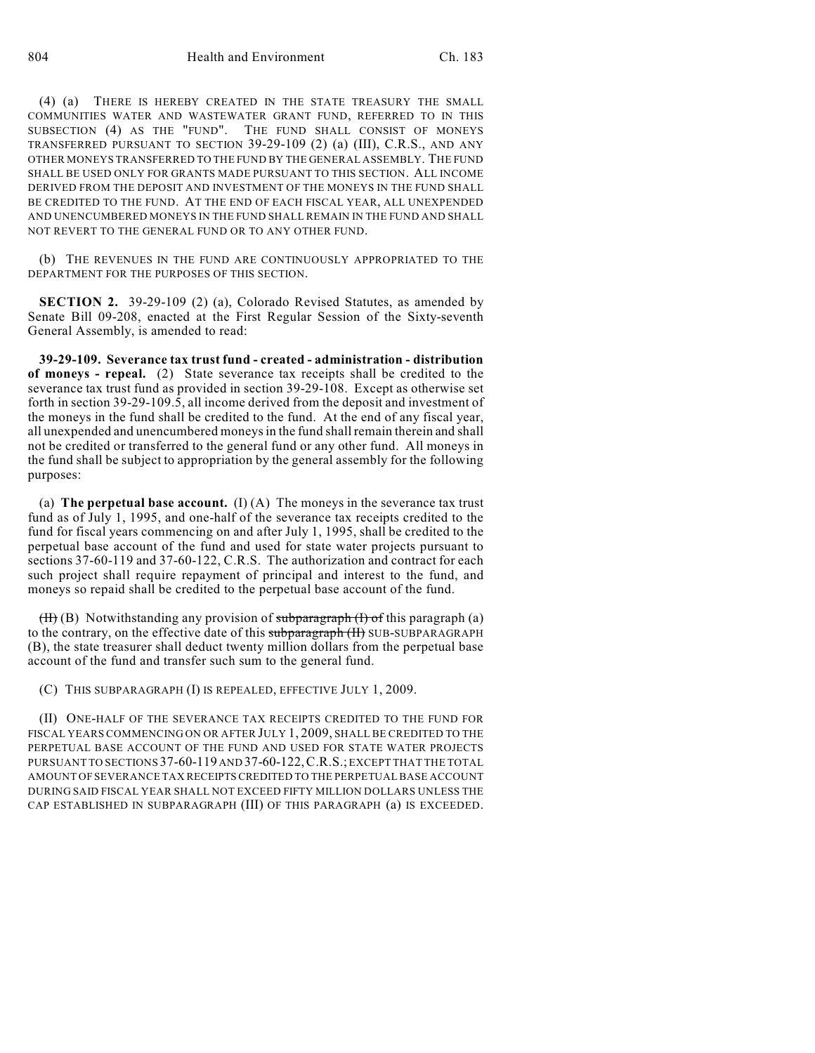(4) (a) THERE IS HEREBY CREATED IN THE STATE TREASURY THE SMALL COMMUNITIES WATER AND WASTEWATER GRANT FUND, REFERRED TO IN THIS SUBSECTION (4) AS THE "FUND". THE FUND SHALL CONSIST OF MONEYS TRANSFERRED PURSUANT TO SECTION 39-29-109 (2) (a) (III), C.R.S., AND ANY OTHER MONEYS TRANSFERRED TO THE FUND BY THE GENERAL ASSEMBLY. THE FUND SHALL BE USED ONLY FOR GRANTS MADE PURSUANT TO THIS SECTION. ALL INCOME DERIVED FROM THE DEPOSIT AND INVESTMENT OF THE MONEYS IN THE FUND SHALL BE CREDITED TO THE FUND. AT THE END OF EACH FISCAL YEAR, ALL UNEXPENDED AND UNENCUMBERED MONEYS IN THE FUND SHALL REMAIN IN THE FUND AND SHALL NOT REVERT TO THE GENERAL FUND OR TO ANY OTHER FUND.

(b) THE REVENUES IN THE FUND ARE CONTINUOUSLY APPROPRIATED TO THE DEPARTMENT FOR THE PURPOSES OF THIS SECTION.

**SECTION 2.** 39-29-109 (2) (a), Colorado Revised Statutes, as amended by Senate Bill 09-208, enacted at the First Regular Session of the Sixty-seventh General Assembly, is amended to read:

**39-29-109. Severance tax trust fund - created - administration - distribution of moneys - repeal.** (2) State severance tax receipts shall be credited to the severance tax trust fund as provided in section 39-29-108. Except as otherwise set forth in section 39-29-109.5, all income derived from the deposit and investment of the moneys in the fund shall be credited to the fund. At the end of any fiscal year, all unexpended and unencumbered moneys in the fund shall remain therein and shall not be credited or transferred to the general fund or any other fund. All moneys in the fund shall be subject to appropriation by the general assembly for the following purposes:

(a) **The perpetual base account.** (I) (A) The moneys in the severance tax trust fund as of July 1, 1995, and one-half of the severance tax receipts credited to the fund for fiscal years commencing on and after July 1, 1995, shall be credited to the perpetual base account of the fund and used for state water projects pursuant to sections 37-60-119 and 37-60-122, C.R.S. The authorization and contract for each such project shall require repayment of principal and interest to the fund, and moneys so repaid shall be credited to the perpetual base account of the fund.

~~(II)~~ (B) Notwithstanding any provision of ~~subparagraph (I) of~~ this paragraph (a) to the contrary, on the effective date of this ~~subparagraph (II)~~ SUB-SUBPARAGRAPH (B), the state treasurer shall deduct twenty million dollars from the perpetual base account of the fund and transfer such sum to the general fund.

(C) THIS SUBPARAGRAPH (I) IS REPEALED, EFFECTIVE JULY 1, 2009.

(II) ONE-HALF OF THE SEVERANCE TAX RECEIPTS CREDITED TO THE FUND FOR FISCAL YEARS COMMENCING ON OR AFTER JULY 1, 2009, SHALL BE CREDITED TO THE PERPETUAL BASE ACCOUNT OF THE FUND AND USED FOR STATE WATER PROJECTS PURSUANT TO SECTIONS 37-60-119 AND 37-60-122, C.R.S.; EXCEPT THAT THE TOTAL AMOUNT OF SEVERANCE TAX RECEIPTS CREDITED TO THE PERPETUAL BASE ACCOUNT DURING SAID FISCAL YEAR SHALL NOT EXCEED FIFTY MILLION DOLLARS UNLESS THE CAP ESTABLISHED IN SUBPARAGRAPH (III) OF THIS PARAGRAPH (a) IS EXCEEDED.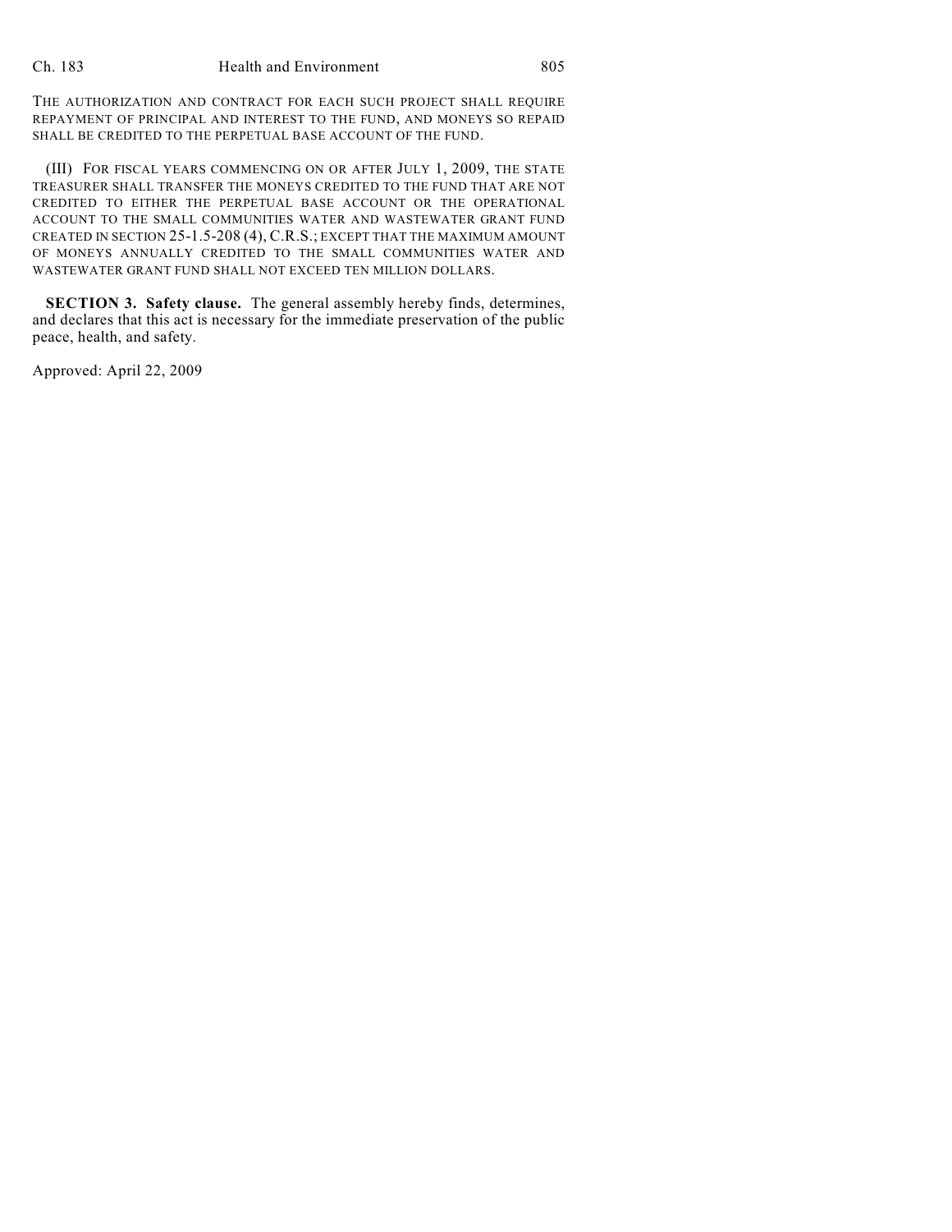THE AUTHORIZATION AND CONTRACT FOR EACH SUCH PROJECT SHALL REQUIRE REPAYMENT OF PRINCIPAL AND INTEREST TO THE FUND, AND MONEYS SO REPAID SHALL BE CREDITED TO THE PERPETUAL BASE ACCOUNT OF THE FUND.

(III) FOR FISCAL YEARS COMMENCING ON OR AFTER JULY 1, 2009, THE STATE TREASURER SHALL TRANSFER THE MONEYS CREDITED TO THE FUND THAT ARE NOT CREDITED TO EITHER THE PERPETUAL BASE ACCOUNT OR THE OPERATIONAL ACCOUNT TO THE SMALL COMMUNITIES WATER AND WASTEWATER GRANT FUND CREATED IN SECTION 25-1.5-208 (4), C.R.S.; EXCEPT THAT THE MAXIMUM AMOUNT OF MONEYS ANNUALLY CREDITED TO THE SMALL COMMUNITIES WATER AND WASTEWATER GRANT FUND SHALL NOT EXCEED TEN MILLION DOLLARS.

**SECTION 3. Safety clause.** The general assembly hereby finds, determines, and declares that this act is necessary for the immediate preservation of the public peace, health, and safety.

Approved: April 22, 2009